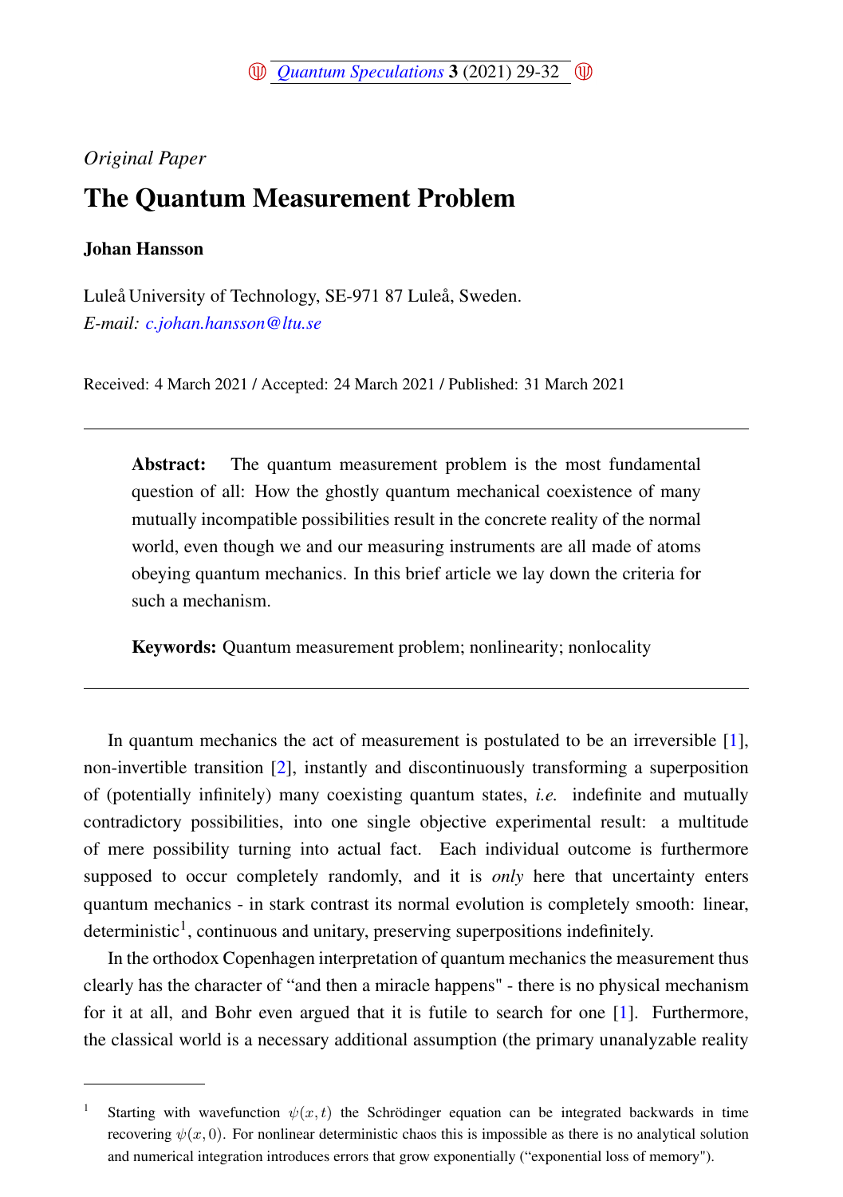*Original Paper*

# The Quantum Measurement Problem

**Johan Hansson**

Luleå University of Technology, SE-971 87 Luleå, Sweden.
*E-mail: c.johan.hansson@ltu.se*

Received: 4 March 2021 / Accepted: 24 March 2021 / Published: 31 March 2021

---

**Abstract:** The quantum measurement problem is the most fundamental question of all: How the ghostly quantum mechanical coexistence of many mutually incompatible possibilities result in the concrete reality of the normal world, even though we and our measuring instruments are all made of atoms obeying quantum mechanics. In this brief article we lay down the criteria for such a mechanism.

**Keywords:** Quantum measurement problem; nonlinearity; nonlocality

---

In quantum mechanics the act of measurement is postulated to be an irreversible [1], non-invertible transition [2], instantly and discontinuously transforming a superposition of (potentially infinitely) many coexisting quantum states, *i.e.* indefinite and mutually contradictory possibilities, into one single objective experimental result: a multitude of mere possibility turning into actual fact. Each individual outcome is furthermore supposed to occur completely randomly, and it is *only* here that uncertainty enters quantum mechanics - in stark contrast its normal evolution is completely smooth: linear, deterministic[1], continuous and unitary, preserving superpositions indefinitely.

In the orthodox Copenhagen interpretation of quantum mechanics the measurement thus clearly has the character of "and then a miracle happens" - there is no physical mechanism for it at all, and Bohr even argued that it is futile to search for one [1]. Furthermore, the classical world is a necessary additional assumption (the primary unanalyzable reality

[1] Starting with wavefunction $\psi(x,t)$ the Schrödinger equation can be integrated backwards in time recovering $\psi(x,0)$. For nonlinear deterministic chaos this is impossible as there is no analytical solution and numerical integration introduces errors that grow exponentially ("exponential loss of memory").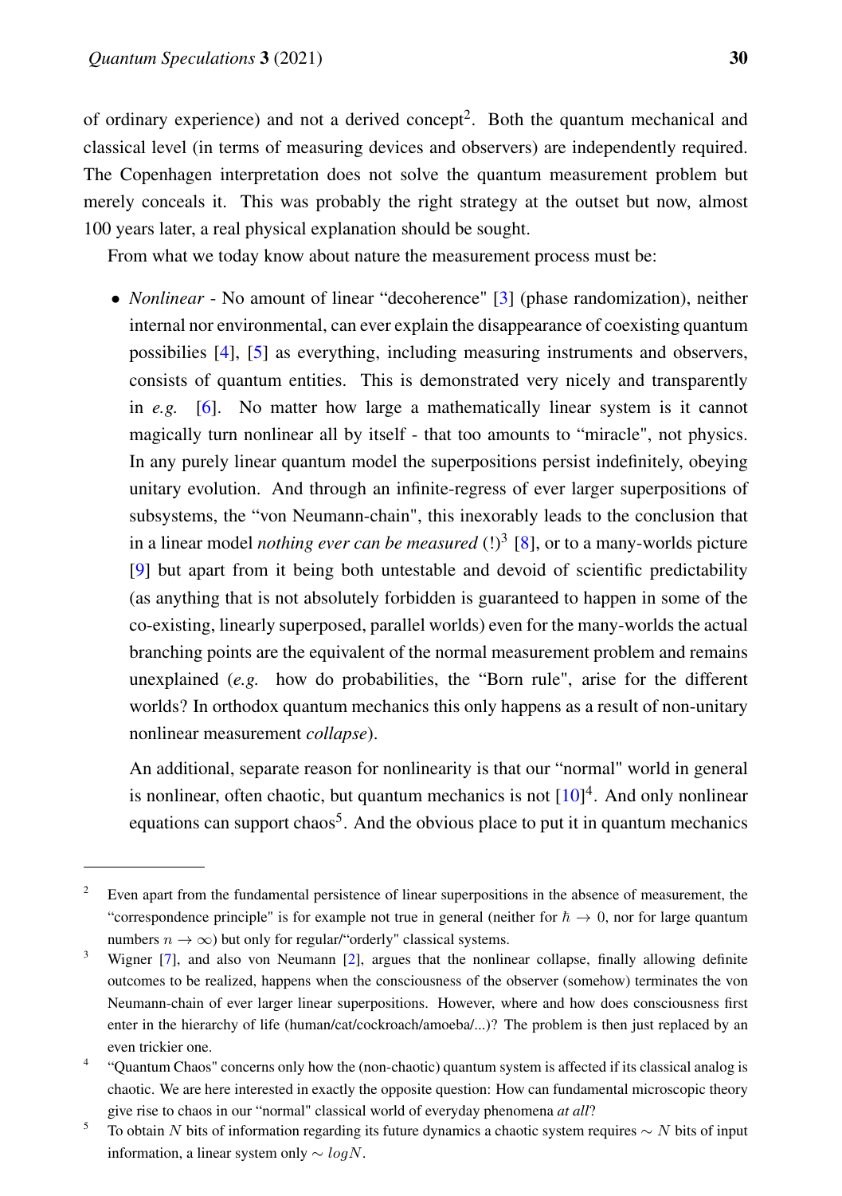of ordinary experience) and not a derived concept[2]. Both the quantum mechanical and classical level (in terms of measuring devices and observers) are independently required. The Copenhagen interpretation does not solve the quantum measurement problem but merely conceals it. This was probably the right strategy at the outset but now, almost 100 years later, a real physical explanation should be sought.

From what we today know about nature the measurement process must be:

- *Nonlinear* - No amount of linear "decoherence" [3] (phase randomization), neither internal nor environmental, can ever explain the disappearance of coexisting quantum possibilies [4], [5] as everything, including measuring instruments and observers, consists of quantum entities. This is demonstrated very nicely and transparently in *e.g.* [6]. No matter how large a mathematically linear system is it cannot magically turn nonlinear all by itself - that too amounts to "miracle", not physics. In any purely linear quantum model the superpositions persist indefinitely, obeying unitary evolution. And through an infinite-regress of ever larger superpositions of subsystems, the "von Neumann-chain", this inexorably leads to the conclusion that in a linear model *nothing ever can be measured* (!)[3] [8], or to a many-worlds picture [9] but apart from it being both untestable and devoid of scientific predictability (as anything that is not absolutely forbidden is guaranteed to happen in some of the co-existing, linearly superposed, parallel worlds) even for the many-worlds the actual branching points are the equivalent of the normal measurement problem and remains unexplained (*e.g.* how do probabilities, the "Born rule", arise for the different worlds? In orthodox quantum mechanics this only happens as a result of non-unitary nonlinear measurement *collapse*).

  An additional, separate reason for nonlinearity is that our "normal" world in general is nonlinear, often chaotic, but quantum mechanics is not [10][4]. And only nonlinear equations can support chaos[5]. And the obvious place to put it in quantum mechanics

---

[2] Even apart from the fundamental persistence of linear superpositions in the absence of measurement, the "correspondence principle" is for example not true in general (neither for $\hbar \to 0$, nor for large quantum numbers $n \to \infty$) but only for regular/"orderly" classical systems.

[3] Wigner [7], and also von Neumann [2], argues that the nonlinear collapse, finally allowing definite outcomes to be realized, happens when the consciousness of the observer (somehow) terminates the von Neumann-chain of ever larger linear superpositions. However, where and how does consciousness first enter in the hierarchy of life (human/cat/cockroach/amoeba/...)? The problem is then just replaced by an even trickier one.

[4] "Quantum Chaos" concerns only how the (non-chaotic) quantum system is affected if its classical analog is chaotic. We are here interested in exactly the opposite question: How can fundamental microscopic theory give rise to chaos in our "normal" classical world of everyday phenomena *at all*?

[5] To obtain $N$ bits of information regarding its future dynamics a chaotic system requires $\sim N$ bits of input information, a linear system only $\sim log N$.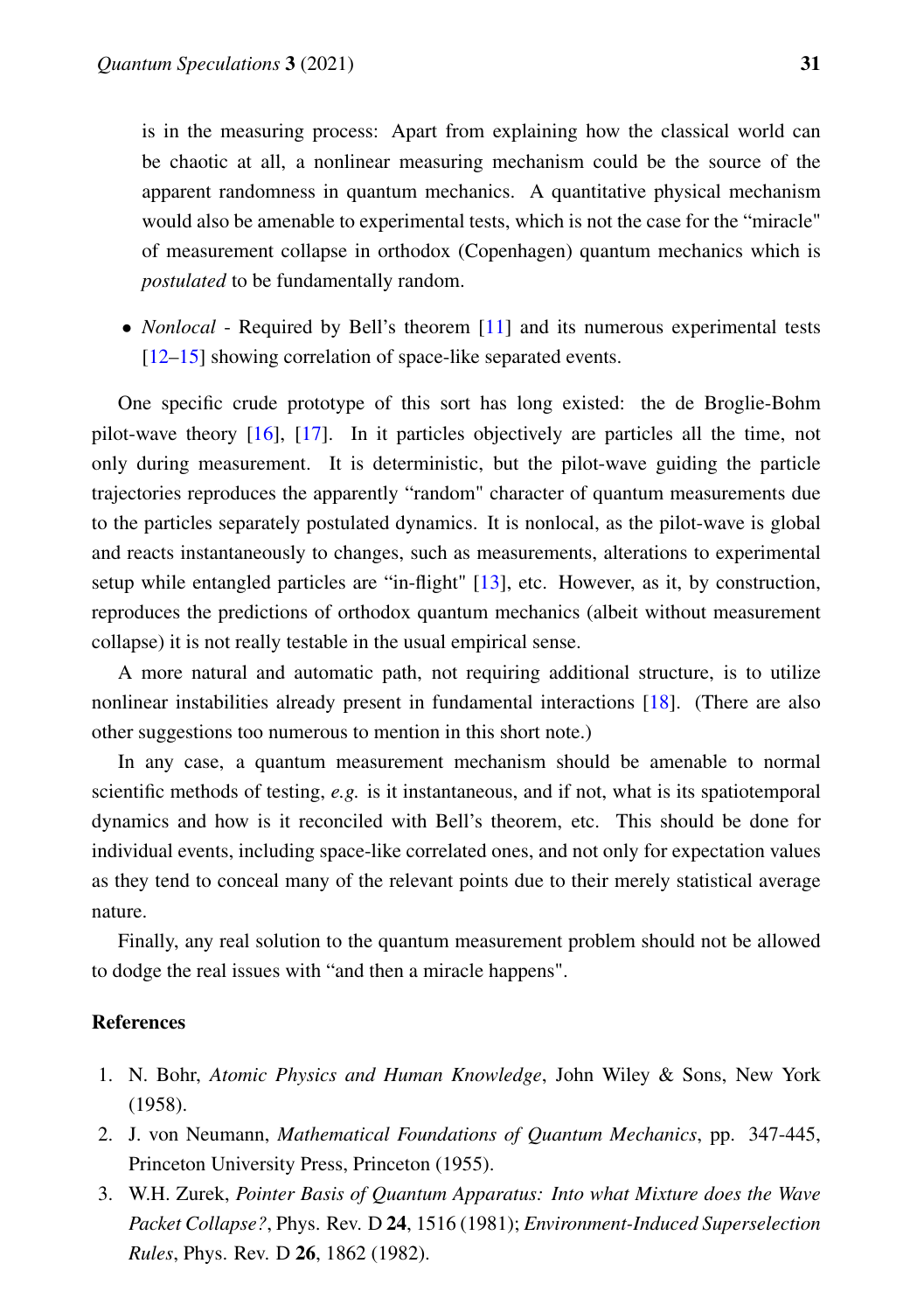is in the measuring process: Apart from explaining how the classical world can be chaotic at all, a nonlinear measuring mechanism could be the source of the apparent randomness in quantum mechanics. A quantitative physical mechanism would also be amenable to experimental tests, which is not the case for the "miracle" of measurement collapse in orthodox (Copenhagen) quantum mechanics which is *postulated* to be fundamentally random.

- *Nonlocal* - Required by Bell's theorem [11] and its numerous experimental tests [12–15] showing correlation of space-like separated events.

One specific crude prototype of this sort has long existed: the de Broglie-Bohm pilot-wave theory [16], [17]. In it particles objectively are particles all the time, not only during measurement. It is deterministic, but the pilot-wave guiding the particle trajectories reproduces the apparently "random" character of quantum measurements due to the particles separately postulated dynamics. It is nonlocal, as the pilot-wave is global and reacts instantaneously to changes, such as measurements, alterations to experimental setup while entangled particles are "in-flight" [13], etc. However, as it, by construction, reproduces the predictions of orthodox quantum mechanics (albeit without measurement collapse) it is not really testable in the usual empirical sense.

A more natural and automatic path, not requiring additional structure, is to utilize nonlinear instabilities already present in fundamental interactions [18]. (There are also other suggestions too numerous to mention in this short note.)

In any case, a quantum measurement mechanism should be amenable to normal scientific methods of testing, *e.g.* is it instantaneous, and if not, what is its spatiotemporal dynamics and how is it reconciled with Bell's theorem, etc. This should be done for individual events, including space-like correlated ones, and not only for expectation values as they tend to conceal many of the relevant points due to their merely statistical average nature.

Finally, any real solution to the quantum measurement problem should not be allowed to dodge the real issues with "and then a miracle happens".

## References

1. N. Bohr, *Atomic Physics and Human Knowledge*, John Wiley & Sons, New York (1958).
2. J. von Neumann, *Mathematical Foundations of Quantum Mechanics*, pp. 347-445, Princeton University Press, Princeton (1955).
3. W.H. Zurek, *Pointer Basis of Quantum Apparatus: Into what Mixture does the Wave Packet Collapse?*, Phys. Rev. D **24**, 1516 (1981); *Environment-Induced Superselection Rules*, Phys. Rev. D **26**, 1862 (1982).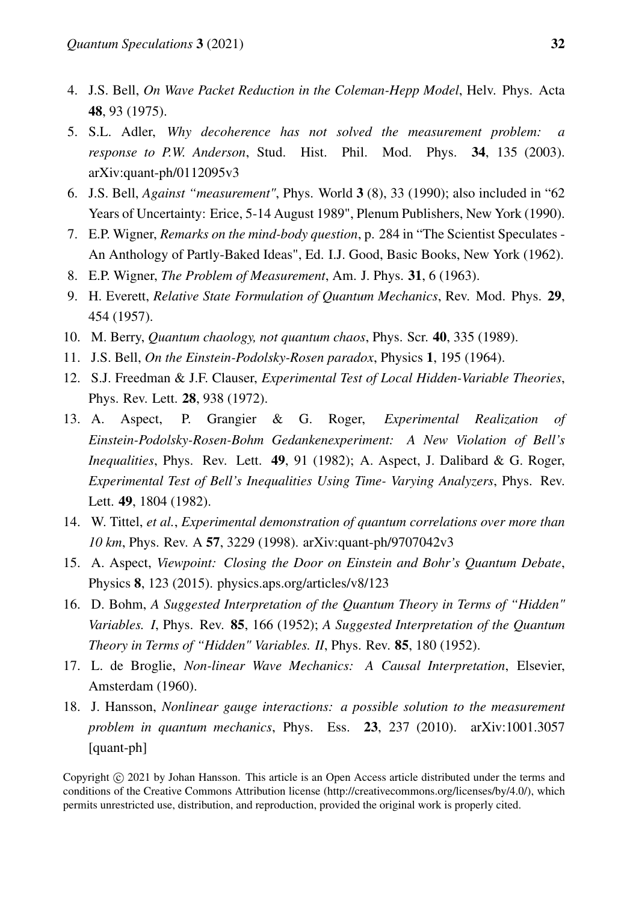4. J.S. Bell, *On Wave Packet Reduction in the Coleman-Hepp Model*, Helv. Phys. Acta **48**, 93 (1975).
5. S.L. Adler, *Why decoherence has not solved the measurement problem: a response to P.W. Anderson*, Stud. Hist. Phil. Mod. Phys. **34**, 135 (2003). arXiv:quant-ph/0112095v3
6. J.S. Bell, *Against "measurement"*, Phys. World **3** (8), 33 (1990); also included in "62 Years of Uncertainty: Erice, 5-14 August 1989", Plenum Publishers, New York (1990).
7. E.P. Wigner, *Remarks on the mind-body question*, p. 284 in "The Scientist Speculates - An Anthology of Partly-Baked Ideas", Ed. I.J. Good, Basic Books, New York (1962).
8. E.P. Wigner, *The Problem of Measurement*, Am. J. Phys. **31**, 6 (1963).
9. H. Everett, *Relative State Formulation of Quantum Mechanics*, Rev. Mod. Phys. **29**, 454 (1957).
10. M. Berry, *Quantum chaology, not quantum chaos*, Phys. Scr. **40**, 335 (1989).
11. J.S. Bell, *On the Einstein-Podolsky-Rosen paradox*, Physics **1**, 195 (1964).
12. S.J. Freedman & J.F. Clauser, *Experimental Test of Local Hidden-Variable Theories*, Phys. Rev. Lett. **28**, 938 (1972).
13. A. Aspect, P. Grangier & G. Roger, *Experimental Realization of Einstein-Podolsky-Rosen-Bohm Gedankenexperiment: A New Violation of Bell's Inequalities*, Phys. Rev. Lett. **49**, 91 (1982); A. Aspect, J. Dalibard & G. Roger, *Experimental Test of Bell's Inequalities Using Time- Varying Analyzers*, Phys. Rev. Lett. **49**, 1804 (1982).
14. W. Tittel, *et al.*, *Experimental demonstration of quantum correlations over more than 10 km*, Phys. Rev. A **57**, 3229 (1998). arXiv:quant-ph/9707042v3
15. A. Aspect, *Viewpoint: Closing the Door on Einstein and Bohr's Quantum Debate*, Physics **8**, 123 (2015). physics.aps.org/articles/v8/123
16. D. Bohm, *A Suggested Interpretation of the Quantum Theory in Terms of "Hidden" Variables. I*, Phys. Rev. **85**, 166 (1952); *A Suggested Interpretation of the Quantum Theory in Terms of "Hidden" Variables. II*, Phys. Rev. **85**, 180 (1952).
17. L. de Broglie, *Non-linear Wave Mechanics: A Causal Interpretation*, Elsevier, Amsterdam (1960).
18. J. Hansson, *Nonlinear gauge interactions: a possible solution to the measurement problem in quantum mechanics*, Phys. Ess. **23**, 237 (2010). arXiv:1001.3057 [quant-ph]

Copyright © 2021 by Johan Hansson. This article is an Open Access article distributed under the terms and conditions of the Creative Commons Attribution license (http://creativecommons.org/licenses/by/4.0/), which permits unrestricted use, distribution, and reproduction, provided the original work is properly cited.